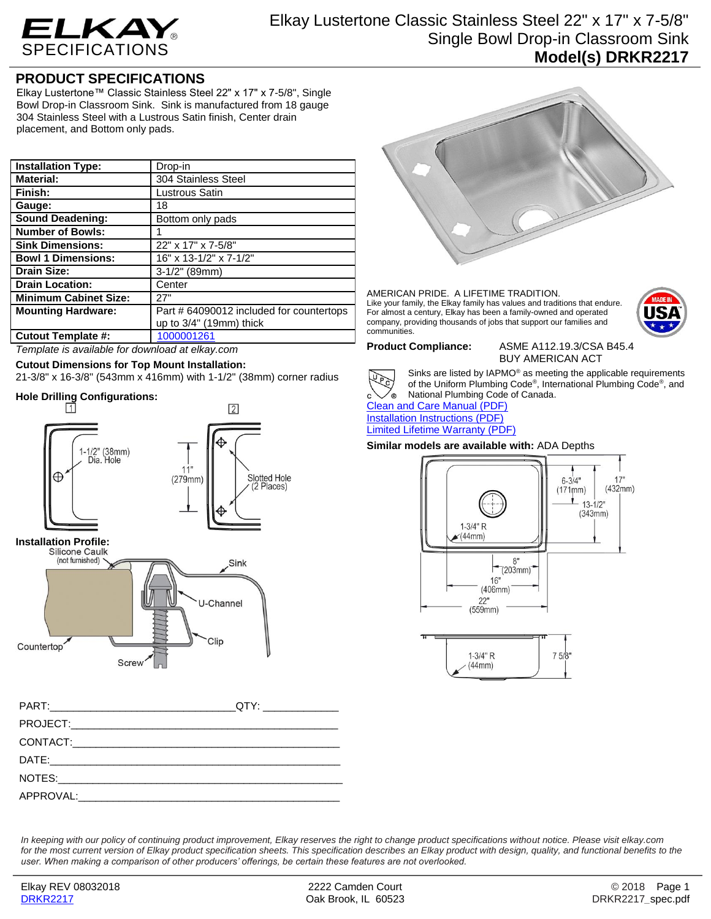# ELKAY SPECIFICATIONS

# Elkay Lustertone Classic Stainless Steel 22" x 17" x 7-5/8" Single Bowl Drop-in Classroom Sink
**Model(s) DRKR2217**

## PRODUCT SPECIFICATIONS

Elkay Lustertone™ Classic Stainless Steel 22" x 17" x 7-5/8", Single Bowl Drop-in Classroom Sink. Sink is manufactured from 18 gauge 304 Stainless Steel with a Lustrous Satin finish, Center drain placement, and Bottom only pads.

| | |
|---|---|
| **Installation Type:** | Drop-in |
| **Material:** | 304 Stainless Steel |
| **Finish:** | Lustrous Satin |
| **Gauge:** | 18 |
| **Sound Deadening:** | Bottom only pads |
| **Number of Bowls:** | 1 |
| **Sink Dimensions:** | 22" x 17" x 7-5/8" |
| **Bowl 1 Dimensions:** | 16" x 13-1/2" x 7-1/2" |
| **Drain Size:** | 3-1/2" (89mm) |
| **Drain Location:** | Center |
| **Minimum Cabinet Size:** | 27" |
| **Mounting Hardware:** | Part # 64090012 included for countertops up to 3/4" (19mm) thick |
| **Cutout Template #:** | 1000001261 |

*Template is available for download at elkay.com*

**Cutout Dimensions for Top Mount Installation:**
21-3/8" x 16-3/8" (543mm x 416mm) with 1-1/2" (38mm) corner radius

**Hole Drilling Configurations:**

1
1-1/2" (38mm) Dia. Hole

2
11" (279mm)
Slotted Hole (2 Places)

**Installation Profile:**

Silicone Caulk (not furnished)
Sink
U-Channel
Clip
Countertop
Screw

AMERICAN PRIDE. A LIFETIME TRADITION.
Like your family, the Elkay family has values and traditions that endure. For almost a century, Elkay has been a family-owned and operated company, providing thousands of jobs that support our families and communities.

MADE IN USA

**Product Compliance:** ASME A112.19.3/CSA B45.4
BUY AMERICAN ACT

Sinks are listed by IAPMO® as meeting the applicable requirements of the Uniform Plumbing Code®, International Plumbing Code®, and National Plumbing Code of Canada.

Clean and Care Manual (PDF)
Installation Instructions (PDF)
Limited Lifetime Warranty (PDF)

**Similar models are available with:** ADA Depths

6-3/4" (171mm)
17" (432mm)
13-1/2" (343mm)
1-3/4" R (44mm)
8" (203mm)
16" (406mm)
22" (559mm)
1-3/4" R (44mm)
7 5/8"

PART:_______________________________QTY: _____________
PROJECT:_____________________________________________
CONTACT:_____________________________________________
DATE:________________________________________________
NOTES:_______________________________________________
APPROVAL:____________________________________________

*In keeping with our policy of continuing product improvement, Elkay reserves the right to change product specifications without notice. Please visit elkay.com for the most current version of Elkay product specification sheets. This specification describes an Elkay product with design, quality, and functional benefits to the user. When making a comparison of other producers' offerings, be certain these features are not overlooked.*

Elkay REV 08032018
DRKR2217

2222 Camden Court
Oak Brook, IL 60523

© 2018
DRKR2217_spec.pdf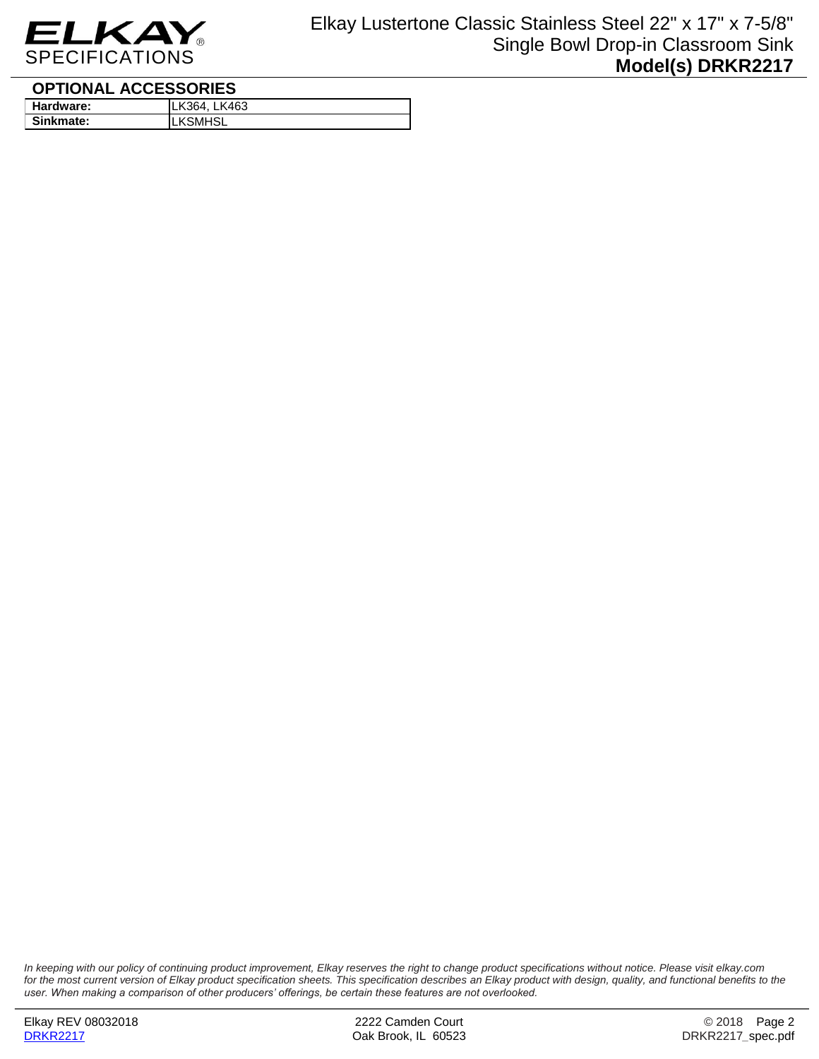## OPTIONAL ACCESSORIES

| | |
|---|---|
| **Hardware:** | LK364, LK463 |
| **Sinkmate:** | LKSMHSL |

*In keeping with our policy of continuing product improvement, Elkay reserves the right to change product specifications without notice. Please visit elkay.com for the most current version of Elkay product specification sheets. This specification describes an Elkay product with design, quality, and functional benefits to the user. When making a comparison of other producers' offerings, be certain these features are not overlooked.*

Elkay REV 08032018
DRKR2217

2222 Camden Court
Oak Brook, IL 60523

© 2018
DRKR2217_spec.pdf